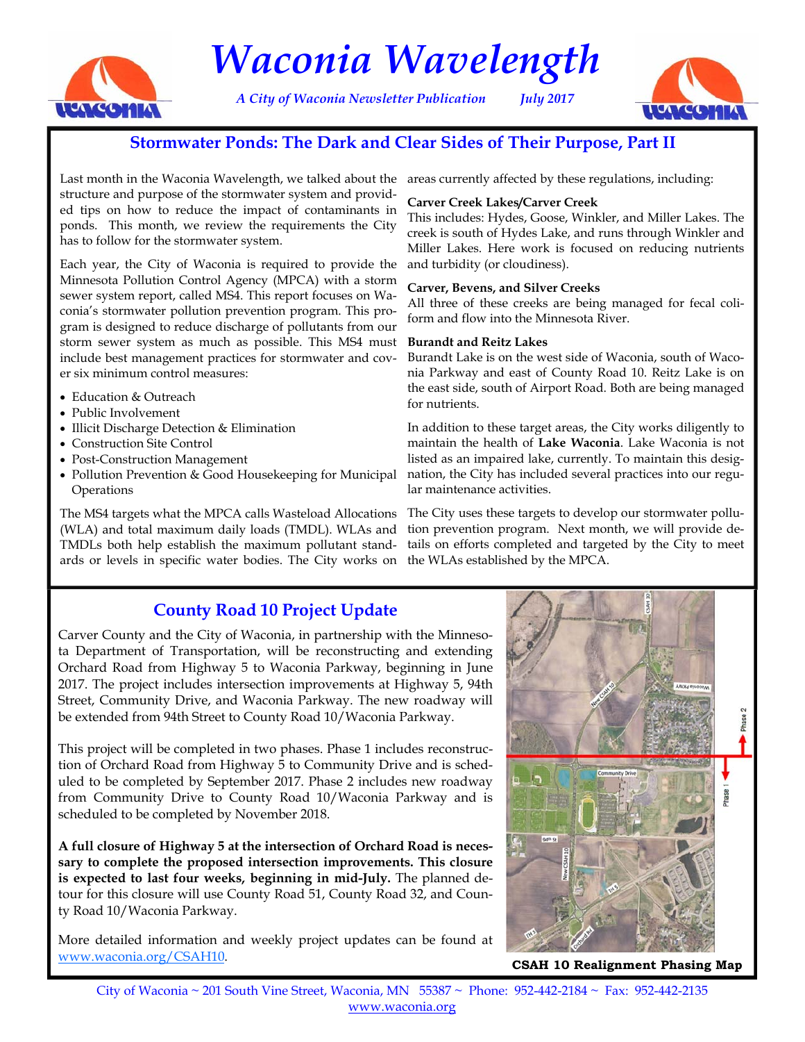# Waconia Wavelength

*A City of Waconia Newsletter Publication July 2017*

## Stormwater Ponds: The Dark and Clear Sides of Their Purpose, Part II

Last month in the Waconia Wavelength, we talked about the structure and purpose of the stormwater system and provided tips on how to reduce the impact of contaminants in ponds. This month, we review the requirements the City has to follow for the stormwater system.

Each year, the City of Waconia is required to provide the Minnesota Pollution Control Agency (MPCA) with a storm sewer system report, called MS4. This report focuses on Waconia's stormwater pollution prevention program. This program is designed to reduce discharge of pollutants from our storm sewer system as much as possible. This MS4 must include best management practices for stormwater and cover six minimum control measures:

- Education & Outreach
- Public Involvement
- Illicit Discharge Detection & Elimination
- Construction Site Control
- Post-Construction Management
- Pollution Prevention & Good Housekeeping for Municipal Operations

The MS4 targets what the MPCA calls Wasteload Allocations (WLA) and total maximum daily loads (TMDL). WLAs and TMDLs both help establish the maximum pollutant standards or levels in specific water bodies. The City works on areas currently affected by these regulations, including:

**Carver Creek Lakes/Carver Creek**
This includes: Hydes, Goose, Winkler, and Miller Lakes. The creek is south of Hydes Lake, and runs through Winkler and Miller Lakes. Here work is focused on reducing nutrients and turbidity (or cloudiness).

**Carver, Bevens, and Silver Creeks**
All three of these creeks are being managed for fecal coliform and flow into the Minnesota River.

**Burandt and Reitz Lakes**
Burandt Lake is on the west side of Waconia, south of Waconia Parkway and east of County Road 10. Reitz Lake is on the east side, south of Airport Road. Both are being managed for nutrients.

In addition to these target areas, the City works diligently to maintain the health of **Lake Waconia**. Lake Waconia is not listed as an impaired lake, currently. To maintain this designation, the City has included several practices into our regular maintenance activities.

The City uses these targets to develop our stormwater pollution prevention program. Next month, we will provide details on efforts completed and targeted by the City to meet the WLAs established by the MPCA.

## County Road 10 Project Update

Carver County and the City of Waconia, in partnership with the Minnesota Department of Transportation, will be reconstructing and extending Orchard Road from Highway 5 to Waconia Parkway, beginning in June 2017. The project includes intersection improvements at Highway 5, 94th Street, Community Drive, and Waconia Parkway. The new roadway will be extended from 94th Street to County Road 10/Waconia Parkway.

This project will be completed in two phases. Phase 1 includes reconstruction of Orchard Road from Highway 5 to Community Drive and is scheduled to be completed by September 2017. Phase 2 includes new roadway from Community Drive to County Road 10/Waconia Parkway and is scheduled to be completed by November 2018.

**A full closure of Highway 5 at the intersection of Orchard Road is necessary to complete the proposed intersection improvements. This closure is expected to last four weeks, beginning in mid-July.** The planned detour for this closure will use County Road 51, County Road 32, and County Road 10/Waconia Parkway.

More detailed information and weekly project updates can be found at www.waconia.org/CSAH10.

**CSAH 10 Realignment Phasing Map**

City of Waconia ~ 201 South Vine Street, Waconia, MN 55387 ~ Phone: 952-442-2184 ~ Fax: 952-442-2135
www.waconia.org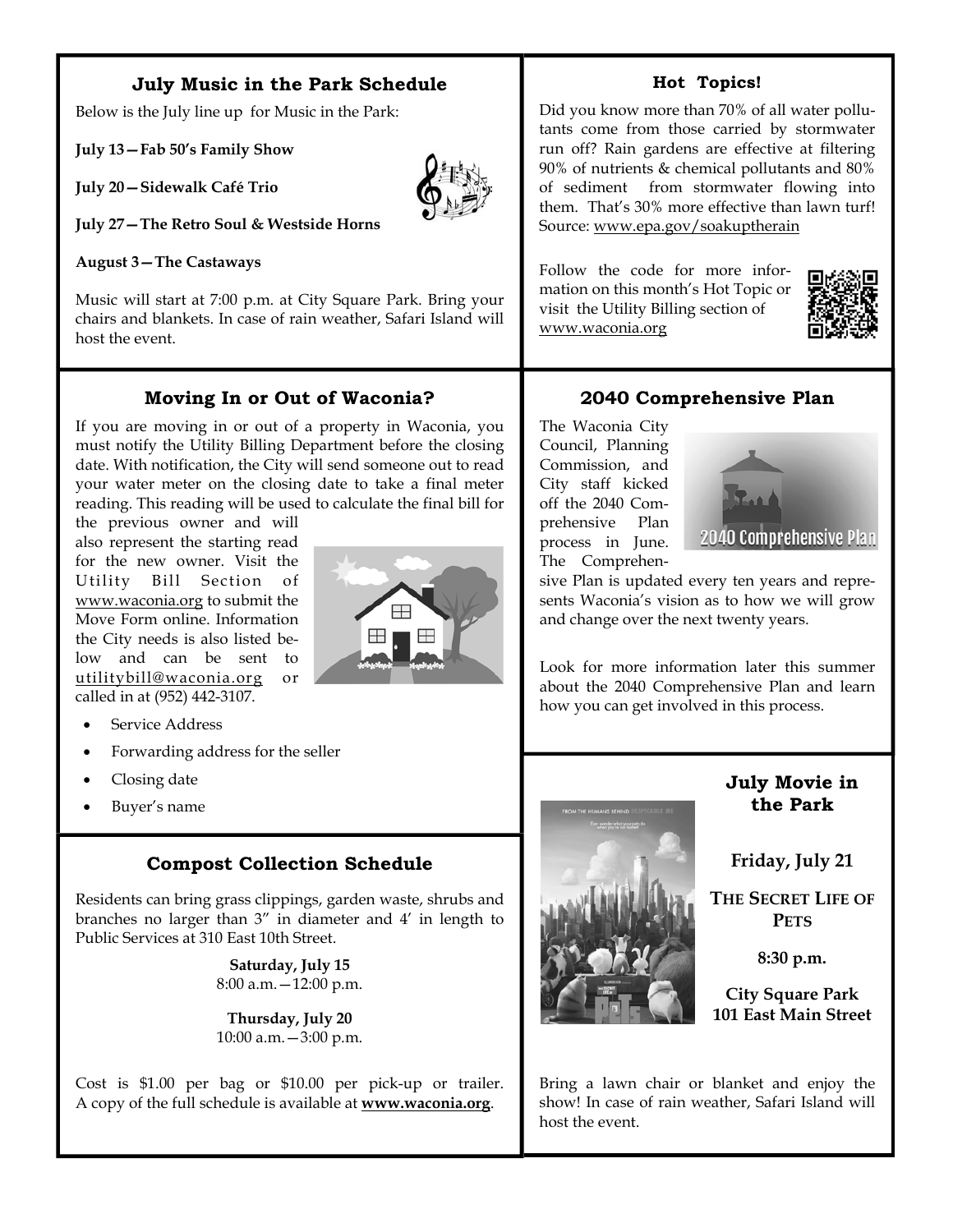## July Music in the Park Schedule

Below is the July line up for Music in the Park:

**July 13—Fab 50's Family Show**

**July 20—Sidewalk Café Trio**

**July 27—The Retro Soul & Westside Horns**

**August 3—The Castaways**

Music will start at 7:00 p.m. at City Square Park. Bring your chairs and blankets. In case of rain weather, Safari Island will host the event.

## Hot Topics!

Did you know more than 70% of all water pollutants come from those carried by stormwater run off? Rain gardens are effective at filtering 90% of nutrients & chemical pollutants and 80% of sediment from stormwater flowing into them. That's 30% more effective than lawn turf! Source: www.epa.gov/soakuptherain

Follow the code for more information on this month's Hot Topic or visit the Utility Billing section of www.waconia.org

## Moving In or Out of Waconia?

If you are moving in or out of a property in Waconia, you must notify the Utility Billing Department before the closing date. With notification, the City will send someone out to read your water meter on the closing date to take a final meter reading. This reading will be used to calculate the final bill for the previous owner and will also represent the starting read for the new owner. Visit the Utility Bill Section of www.waconia.org to submit the Move Form online. Information the City needs is also listed below and can be sent to utilitybill@waconia.org or called in at (952) 442-3107.

- Service Address
- Forwarding address for the seller
- Closing date
- Buyer's name

## 2040 Comprehensive Plan

The Waconia City Council, Planning Commission, and City staff kicked off the 2040 Comprehensive Plan process in June. The Comprehensive Plan is updated every ten years and represents Waconia's vision as to how we will grow and change over the next twenty years.

Look for more information later this summer about the 2040 Comprehensive Plan and learn how you can get involved in this process.

## Compost Collection Schedule

Residents can bring grass clippings, garden waste, shrubs and branches no larger than 3" in diameter and 4' in length to Public Services at 310 East 10th Street.

**Saturday, July 15**
8:00 a.m.—12:00 p.m.

**Thursday, July 20**
10:00 a.m.—3:00 p.m.

Cost is $1.00 per bag or $10.00 per pick-up or trailer. A copy of the full schedule is available at **www.waconia.org**.

## July Movie in the Park

**Friday, July 21**

**THE SECRET LIFE OF PETS**

**8:30 p.m.**

**City Square Park**
**101 East Main Street**

Bring a lawn chair or blanket and enjoy the show! In case of rain weather, Safari Island will host the event.